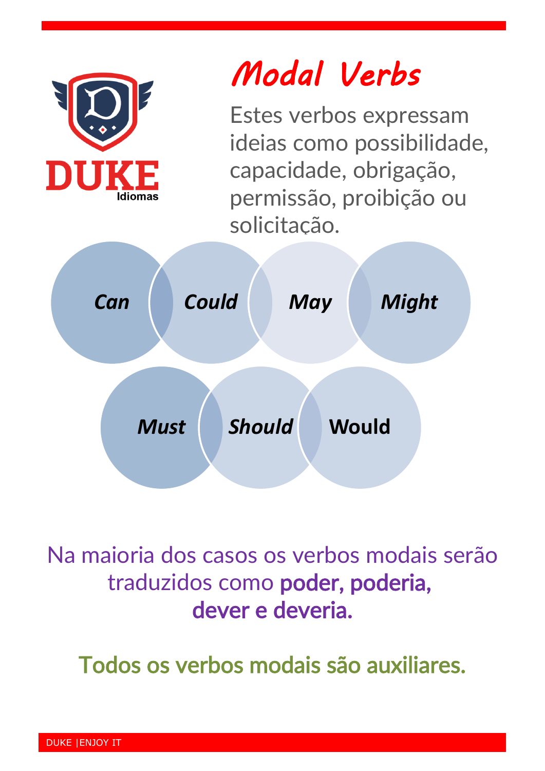DUKE Idiomas

# Modal Verbs

Estes verbos expressam ideias como possibilidade, capacidade, obrigação, permissão, proibição ou solicitação.

*Can* — *Could* — *May* — *Might*

*Must* — *Should* — **Would**

Na maioria dos casos os verbos modais serão traduzidos como **poder, poderia, dever e deveria.**

Todos os verbos modais são auxiliares.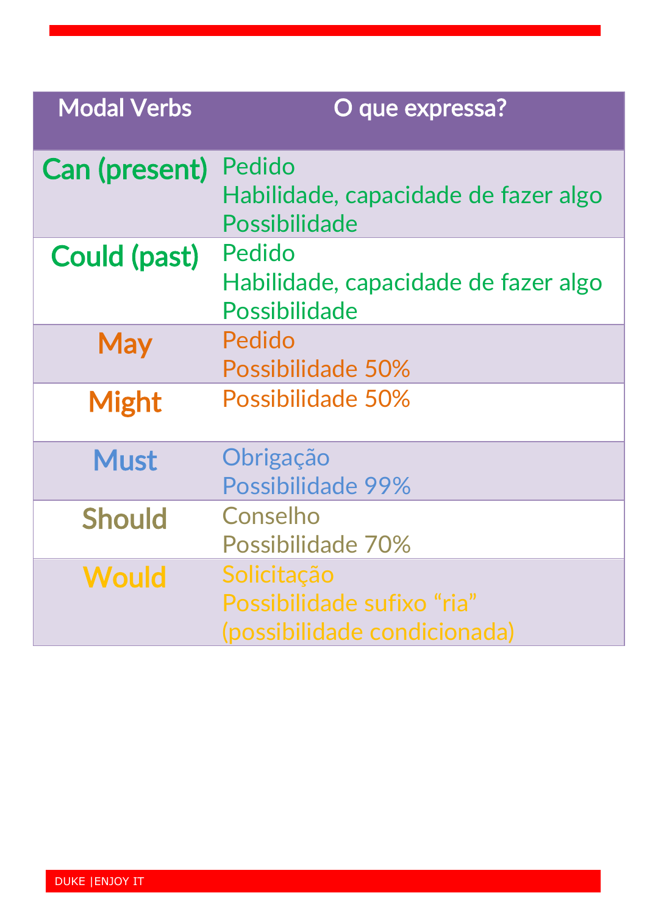| Modal Verbs | O que expressa? |
| --- | --- |
| **Can (present)** | Pedido<br>Habilidade, capacidade de fazer algo<br>Possibilidade |
| **Could (past)** | Pedido<br>Habilidade, capacidade de fazer algo<br>Possibilidade |
| **May** | Pedido<br>Possibilidade 50% |
| **Might** | Possibilidade 50% |
| **Must** | Obrigação<br>Possibilidade 99% |
| **Should** | Conselho<br>Possibilidade 70% |
| **Would** | Solicitação<br>Possibilidade sufixo "ria" (possibilidade condicionada) |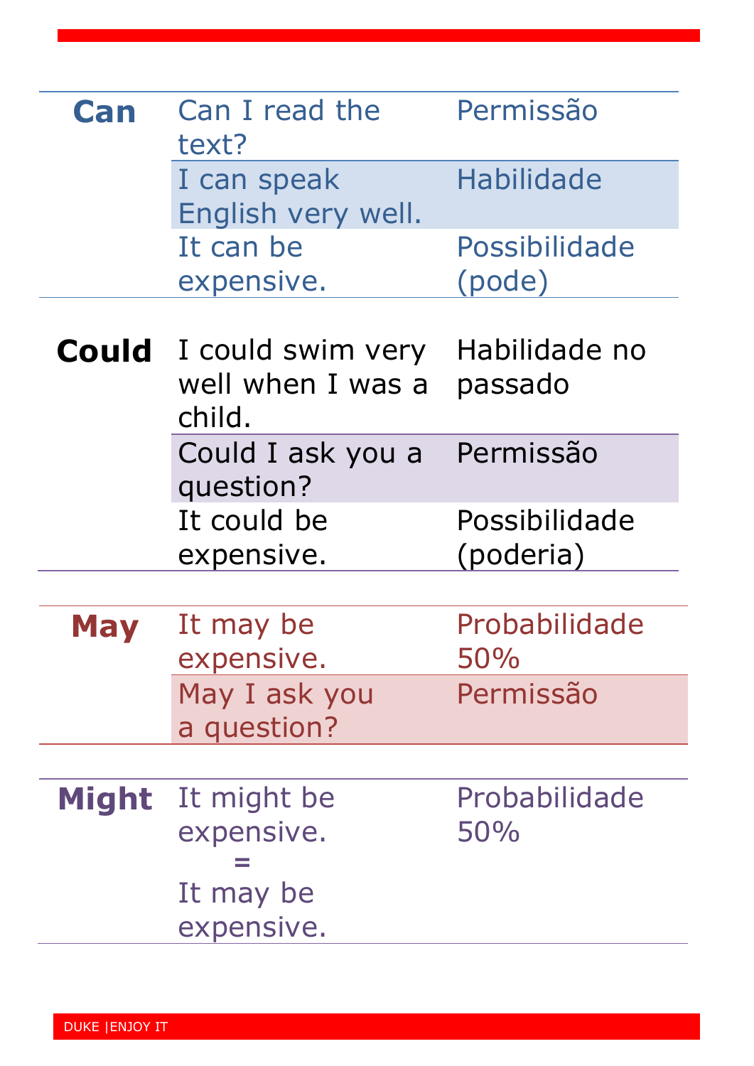| | | |
|---|---|---|
| **Can** | Can I read the text? | Permissão |
| | I can speak English very well. | Habilidade |
| | It can be expensive. | Possibilidade (pode) |

| | | |
|---|---|---|
| **Could** | I could swim very well when I was a child. | Habilidade no passado |
| | Could I ask you a question? | Permissão |
| | It could be expensive. | Possibilidade (poderia) |

| | | |
|---|---|---|
| **May** | It may be expensive. | Probabilidade 50% |
| | May I ask you a question? | Permissão |

| | | |
|---|---|---|
| **Might** | It might be expensive. = It may be expensive. | Probabilidade 50% |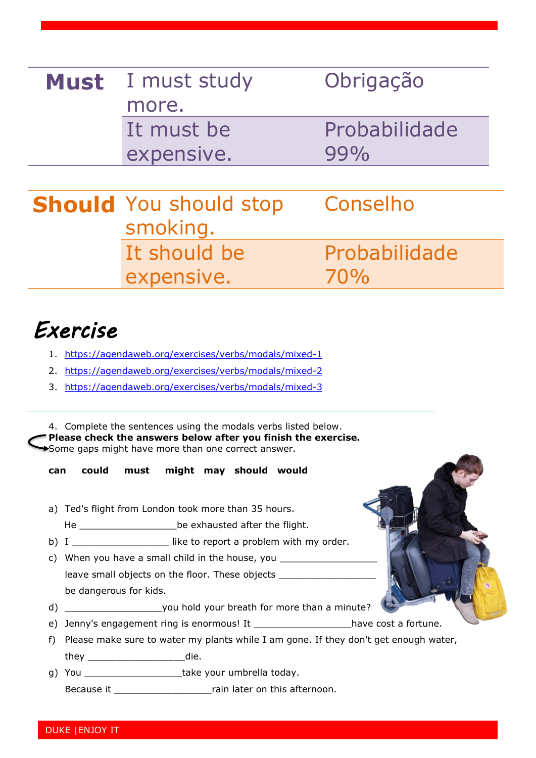| | | |
|---|---|---|
| **Must** | I must study more. | Obrigação |
| | It must be expensive. | Probabilidade 99% |

| | | |
|---|---|---|
| **Should** | You should stop smoking. | Conselho |
| | It should be expensive. | Probabilidade 70% |

## *Exercise*

1. https://agendaweb.org/exercises/verbs/modals/mixed-1
2. https://agendaweb.org/exercises/verbs/modals/mixed-2
3. https://agendaweb.org/exercises/verbs/modals/mixed-3

---

4. Complete the sentences using the modals verbs listed below.

**Please check the answers below after you finish the exercise.**

Some gaps might have more than one correct answer.

**can could must might may should would**

a) Ted's flight from London took more than 35 hours.
   He __________________be exhausted after the flight.
b) I __________________ like to report a problem with my order.
c) When you have a small child in the house, you __________________ leave small objects on the floor. These objects __________________ be dangerous for kids.
d) __________________you hold your breath for more than a minute?
e) Jenny's engagement ring is enormous! It __________________have cost a fortune.
f) Please make sure to water my plants while I am gone. If they don't get enough water, they __________________die.
g) You __________________take your umbrella today.
   Because it __________________rain later on this afternoon.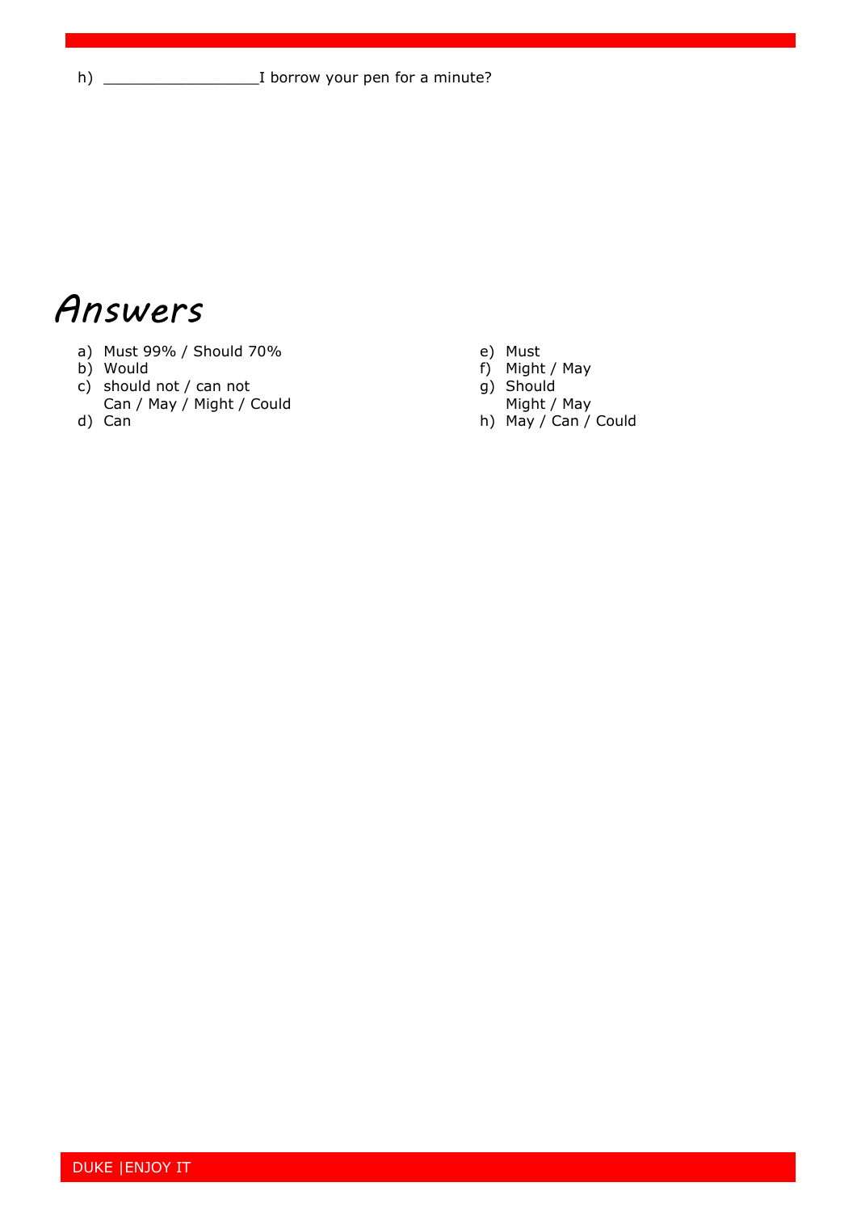h) __________________I borrow your pen for a minute?

# Answers

a) Must 99% / Should 70%
b) Would
c) should not / can not
   Can / May / Might / Could
d) Can
e) Must
f) Might / May
g) Should
   Might / May
h) May / Can / Could